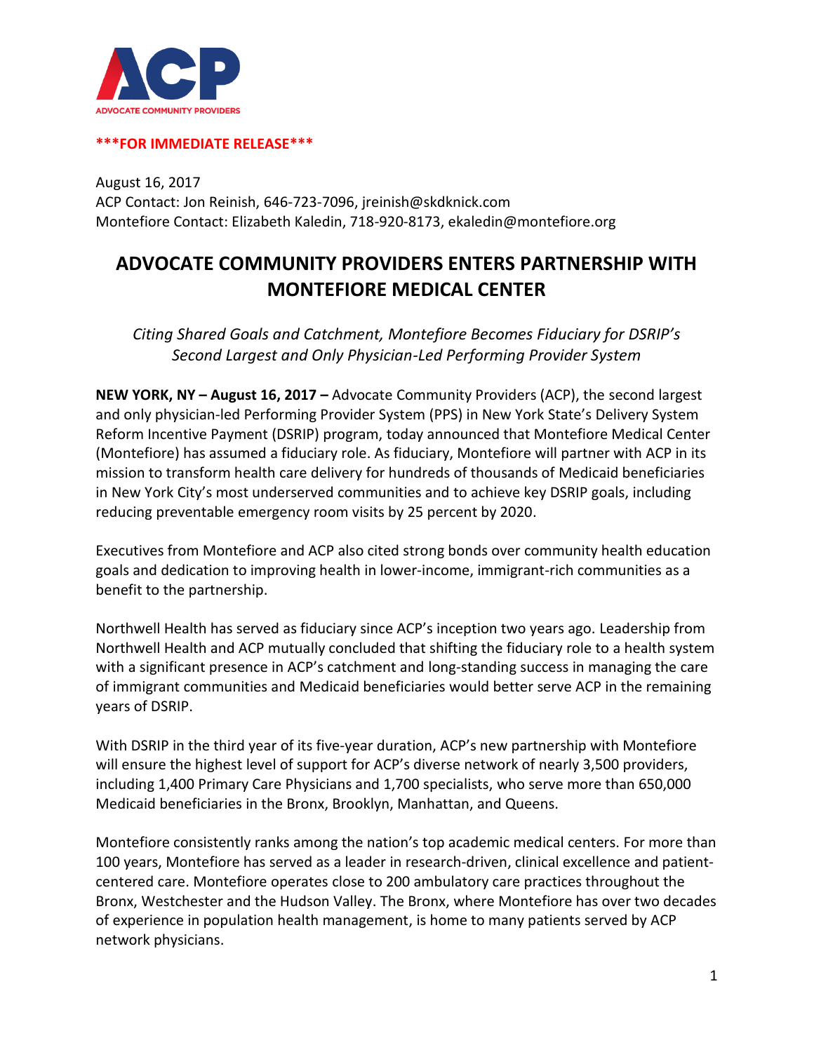ACP

ADVOCATE COMMUNITY PROVIDERS

*****FOR IMMEDIATE RELEASE*****

August 16, 2017
ACP Contact: Jon Reinish, 646-723-7096, jreinish@skdknick.com
Montefiore Contact: Elizabeth Kaledin, 718-920-8173, ekaledin@montefiore.org

# ADVOCATE COMMUNITY PROVIDERS ENTERS PARTNERSHIP WITH MONTEFIORE MEDICAL CENTER

*Citing Shared Goals and Catchment, Montefiore Becomes Fiduciary for DSRIP's Second Largest and Only Physician-Led Performing Provider System*

**NEW YORK, NY – August 16, 2017 –** Advocate Community Providers (ACP), the second largest and only physician-led Performing Provider System (PPS) in New York State's Delivery System Reform Incentive Payment (DSRIP) program, today announced that Montefiore Medical Center (Montefiore) has assumed a fiduciary role. As fiduciary, Montefiore will partner with ACP in its mission to transform health care delivery for hundreds of thousands of Medicaid beneficiaries in New York City's most underserved communities and to achieve key DSRIP goals, including reducing preventable emergency room visits by 25 percent by 2020.

Executives from Montefiore and ACP also cited strong bonds over community health education goals and dedication to improving health in lower-income, immigrant-rich communities as a benefit to the partnership.

Northwell Health has served as fiduciary since ACP's inception two years ago. Leadership from Northwell Health and ACP mutually concluded that shifting the fiduciary role to a health system with a significant presence in ACP's catchment and long-standing success in managing the care of immigrant communities and Medicaid beneficiaries would better serve ACP in the remaining years of DSRIP.

With DSRIP in the third year of its five-year duration, ACP's new partnership with Montefiore will ensure the highest level of support for ACP's diverse network of nearly 3,500 providers, including 1,400 Primary Care Physicians and 1,700 specialists, who serve more than 650,000 Medicaid beneficiaries in the Bronx, Brooklyn, Manhattan, and Queens.

Montefiore consistently ranks among the nation's top academic medical centers. For more than 100 years, Montefiore has served as a leader in research-driven, clinical excellence and patient-centered care. Montefiore operates close to 200 ambulatory care practices throughout the Bronx, Westchester and the Hudson Valley. The Bronx, where Montefiore has over two decades of experience in population health management, is home to many patients served by ACP network physicians.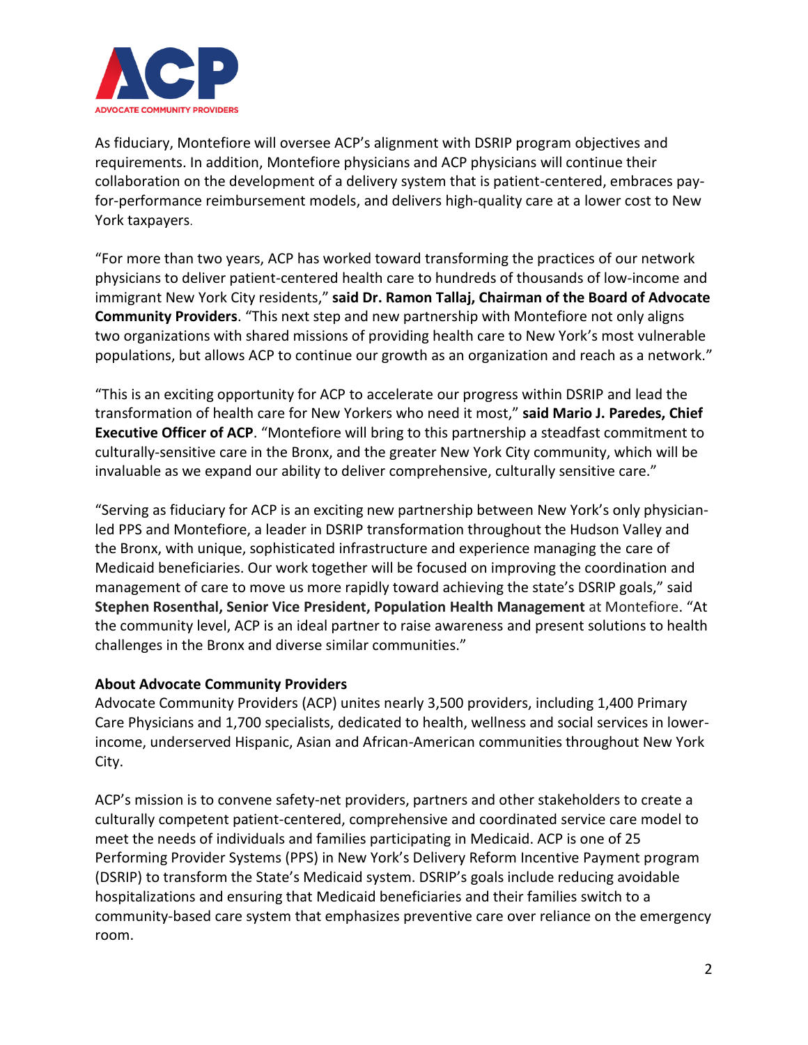As fiduciary, Montefiore will oversee ACP's alignment with DSRIP program objectives and requirements. In addition, Montefiore physicians and ACP physicians will continue their collaboration on the development of a delivery system that is patient-centered, embraces pay-for-performance reimbursement models, and delivers high-quality care at a lower cost to New York taxpayers.

"For more than two years, ACP has worked toward transforming the practices of our network physicians to deliver patient-centered health care to hundreds of thousands of low-income and immigrant New York City residents," **said Dr. Ramon Tallaj, Chairman of the Board of Advocate Community Providers**. "This next step and new partnership with Montefiore not only aligns two organizations with shared missions of providing health care to New York's most vulnerable populations, but allows ACP to continue our growth as an organization and reach as a network."

"This is an exciting opportunity for ACP to accelerate our progress within DSRIP and lead the transformation of health care for New Yorkers who need it most," **said Mario J. Paredes, Chief Executive Officer of ACP**. "Montefiore will bring to this partnership a steadfast commitment to culturally-sensitive care in the Bronx, and the greater New York City community, which will be invaluable as we expand our ability to deliver comprehensive, culturally sensitive care."

"Serving as fiduciary for ACP is an exciting new partnership between New York's only physician-led PPS and Montefiore, a leader in DSRIP transformation throughout the Hudson Valley and the Bronx, with unique, sophisticated infrastructure and experience managing the care of Medicaid beneficiaries. Our work together will be focused on improving the coordination and management of care to move us more rapidly toward achieving the state's DSRIP goals," said **Stephen Rosenthal, Senior Vice President, Population Health Management** at Montefiore. "At the community level, ACP is an ideal partner to raise awareness and present solutions to health challenges in the Bronx and diverse similar communities."

**About Advocate Community Providers**
Advocate Community Providers (ACP) unites nearly 3,500 providers, including 1,400 Primary Care Physicians and 1,700 specialists, dedicated to health, wellness and social services in lower-income, underserved Hispanic, Asian and African-American communities throughout New York City.

ACP's mission is to convene safety-net providers, partners and other stakeholders to create a culturally competent patient-centered, comprehensive and coordinated service care model to meet the needs of individuals and families participating in Medicaid. ACP is one of 25 Performing Provider Systems (PPS) in New York's Delivery Reform Incentive Payment program (DSRIP) to transform the State's Medicaid system. DSRIP's goals include reducing avoidable hospitalizations and ensuring that Medicaid beneficiaries and their families switch to a community-based care system that emphasizes preventive care over reliance on the emergency room.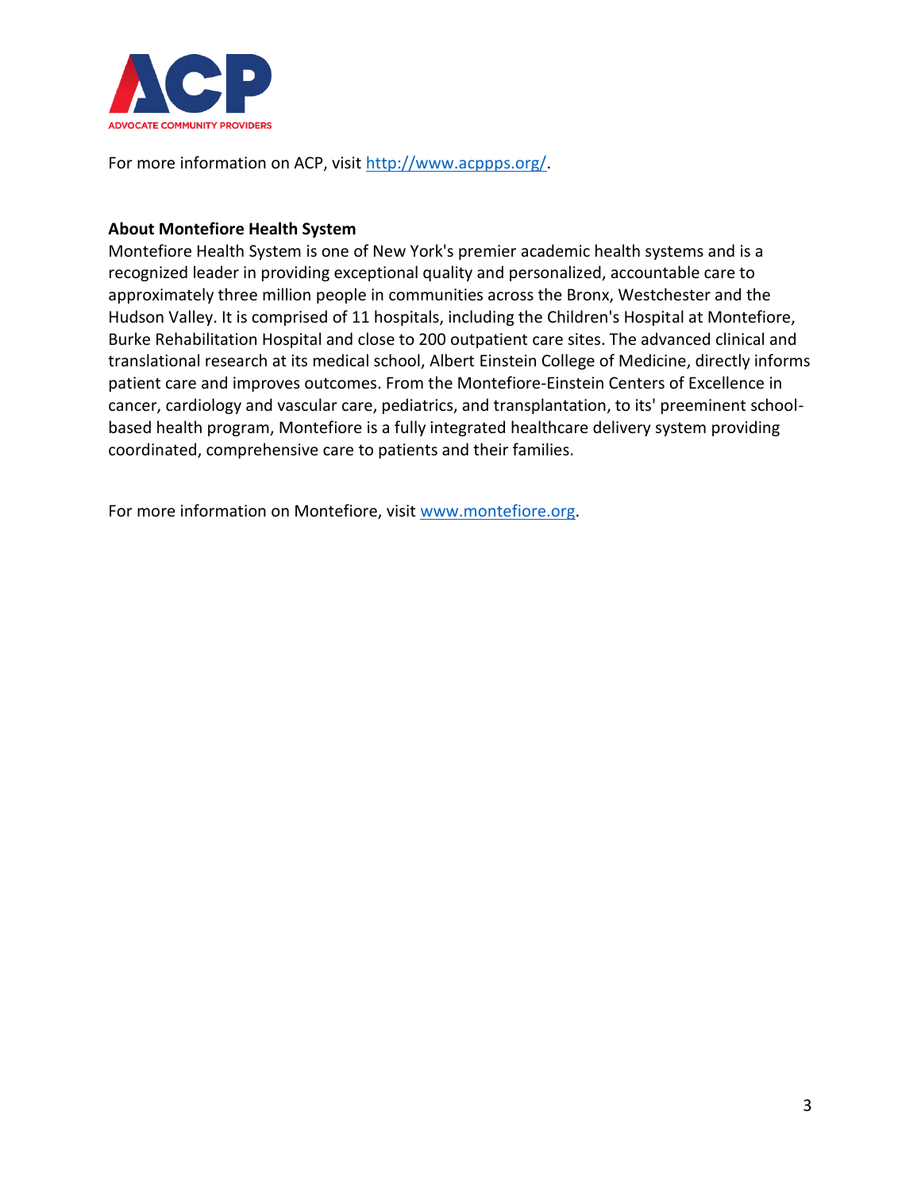For more information on ACP, visit http://www.acppps.org/.

**About Montefiore Health System**

Montefiore Health System is one of New York's premier academic health systems and is a recognized leader in providing exceptional quality and personalized, accountable care to approximately three million people in communities across the Bronx, Westchester and the Hudson Valley. It is comprised of 11 hospitals, including the Children's Hospital at Montefiore, Burke Rehabilitation Hospital and close to 200 outpatient care sites. The advanced clinical and translational research at its medical school, Albert Einstein College of Medicine, directly informs patient care and improves outcomes. From the Montefiore-Einstein Centers of Excellence in cancer, cardiology and vascular care, pediatrics, and transplantation, to its' preeminent school-based health program, Montefiore is a fully integrated healthcare delivery system providing coordinated, comprehensive care to patients and their families.

For more information on Montefiore, visit www.montefiore.org.